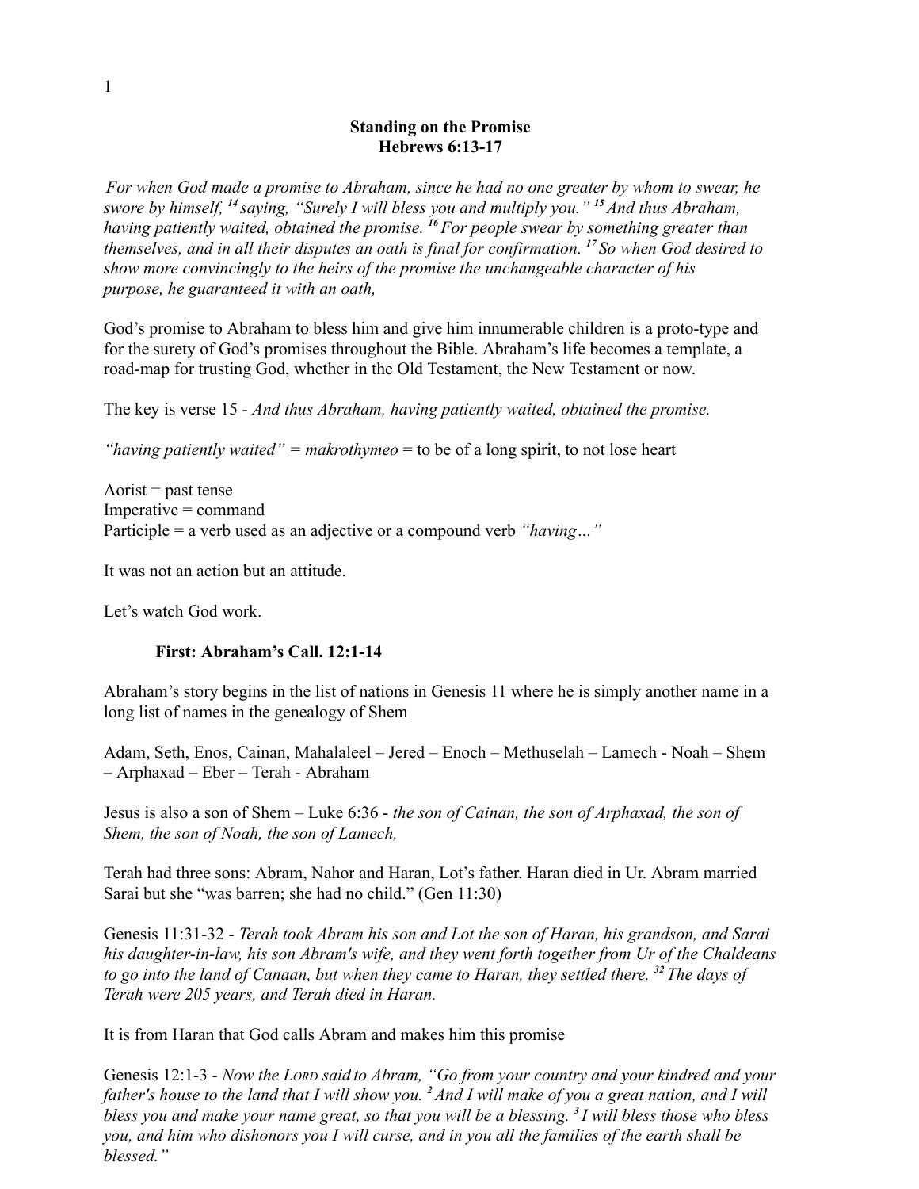# Standing on the Promise
## Hebrews 6:13-17

*For when God made a promise to Abraham, since he had no one greater by whom to swear, he swore by himself, [14] saying, "Surely I will bless you and multiply you." [15] And thus Abraham, having patiently waited, obtained the promise. [16] For people swear by something greater than themselves, and in all their disputes an oath is final for confirmation. [17] So when God desired to show more convincingly to the heirs of the promise the unchangeable character of his purpose, he guaranteed it with an oath,*

God's promise to Abraham to bless him and give him innumerable children is a proto-type and for the surety of God's promises throughout the Bible. Abraham's life becomes a template, a road-map for trusting God, whether in the Old Testament, the New Testament or now.

The key is verse 15 - *And thus Abraham, having patiently waited, obtained the promise.*

*"having patiently waited"* = *makrothymeo* = to be of a long spirit, to not lose heart

Aorist = past tense
Imperative = command
Participle = a verb used as an adjective or a compound verb *"having…"*

It was not an action but an attitude.

Let's watch God work.

### First: Abraham's Call. 12:1-14

Abraham's story begins in the list of nations in Genesis 11 where he is simply another name in a long list of names in the genealogy of Shem

Adam, Seth, Enos, Cainan, Mahalaleel – Jered – Enoch – Methuselah – Lamech - Noah – Shem – Arphaxad – Eber – Terah - Abraham

Jesus is also a son of Shem – Luke 6:36 - *the son of Cainan, the son of Arphaxad, the son of Shem, the son of Noah, the son of Lamech,*

Terah had three sons: Abram, Nahor and Haran, Lot's father. Haran died in Ur. Abram married Sarai but she "was barren; she had no child." (Gen 11:30)

Genesis 11:31-32 - *Terah took Abram his son and Lot the son of Haran, his grandson, and Sarai his daughter-in-law, his son Abram's wife, and they went forth together from Ur of the Chaldeans to go into the land of Canaan, but when they came to Haran, they settled there. [32] The days of Terah were 205 years, and Terah died in Haran.*

It is from Haran that God calls Abram and makes him this promise

Genesis 12:1-3 - *Now the LORD said to Abram, "Go from your country and your kindred and your father's house to the land that I will show you. [2] And I will make of you a great nation, and I will bless you and make your name great, so that you will be a blessing. [3] I will bless those who bless you, and him who dishonors you I will curse, and in you all the families of the earth shall be blessed."*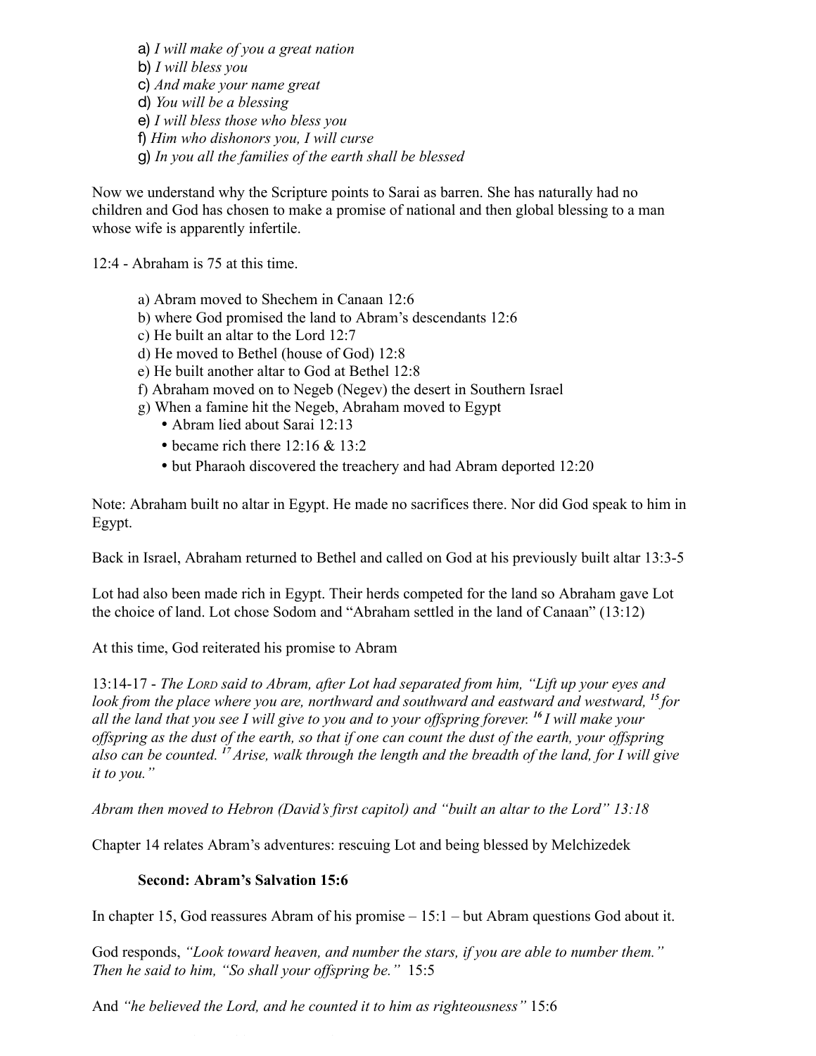a) *I will make of you a great nation*
b) *I will bless you*
c) *And make your name great*
d) *You will be a blessing*
e) *I will bless those who bless you*
f) *Him who dishonors you, I will curse*
g) *In you all the families of the earth shall be blessed*

Now we understand why the Scripture points to Sarai as barren. She has naturally had no children and God has chosen to make a promise of national and then global blessing to a man whose wife is apparently infertile.

12:4 - Abraham is 75 at this time.

a) Abram moved to Shechem in Canaan 12:6
b) where God promised the land to Abram's descendants 12:6
c) He built an altar to the Lord 12:7
d) He moved to Bethel (house of God) 12:8
e) He built another altar to God at Bethel 12:8
f) Abraham moved on to Negeb (Negev) the desert in Southern Israel
g) When a famine hit the Negeb, Abraham moved to Egypt
- Abram lied about Sarai 12:13
- became rich there 12:16 & 13:2
- but Pharaoh discovered the treachery and had Abram deported 12:20

Note: Abraham built no altar in Egypt. He made no sacrifices there. Nor did God speak to him in Egypt.

Back in Israel, Abraham returned to Bethel and called on God at his previously built altar 13:3-5

Lot had also been made rich in Egypt. Their herds competed for the land so Abraham gave Lot the choice of land. Lot chose Sodom and "Abraham settled in the land of Canaan" (13:12)

At this time, God reiterated his promise to Abram

13:14-17 - *The Lord said to Abram, after Lot had separated from him, "Lift up your eyes and look from the place where you are, northward and southward and eastward and westward, [15] for all the land that you see I will give to you and to your offspring forever. [16] I will make your offspring as the dust of the earth, so that if one can count the dust of the earth, your offspring also can be counted. [17] Arise, walk through the length and the breadth of the land, for I will give it to you."*

*Abram then moved to Hebron (David's first capitol) and "built an altar to the Lord" 13:18*

Chapter 14 relates Abram's adventures: rescuing Lot and being blessed by Melchizedek

**Second: Abram's Salvation 15:6**

In chapter 15, God reassures Abram of his promise – 15:1 – but Abram questions God about it.

God responds, *"Look toward heaven, and number the stars, if you are able to number them." Then he said to him, "So shall your offspring be."* 15:5

And *"he believed the Lord, and he counted it to him as righteousness"* 15:6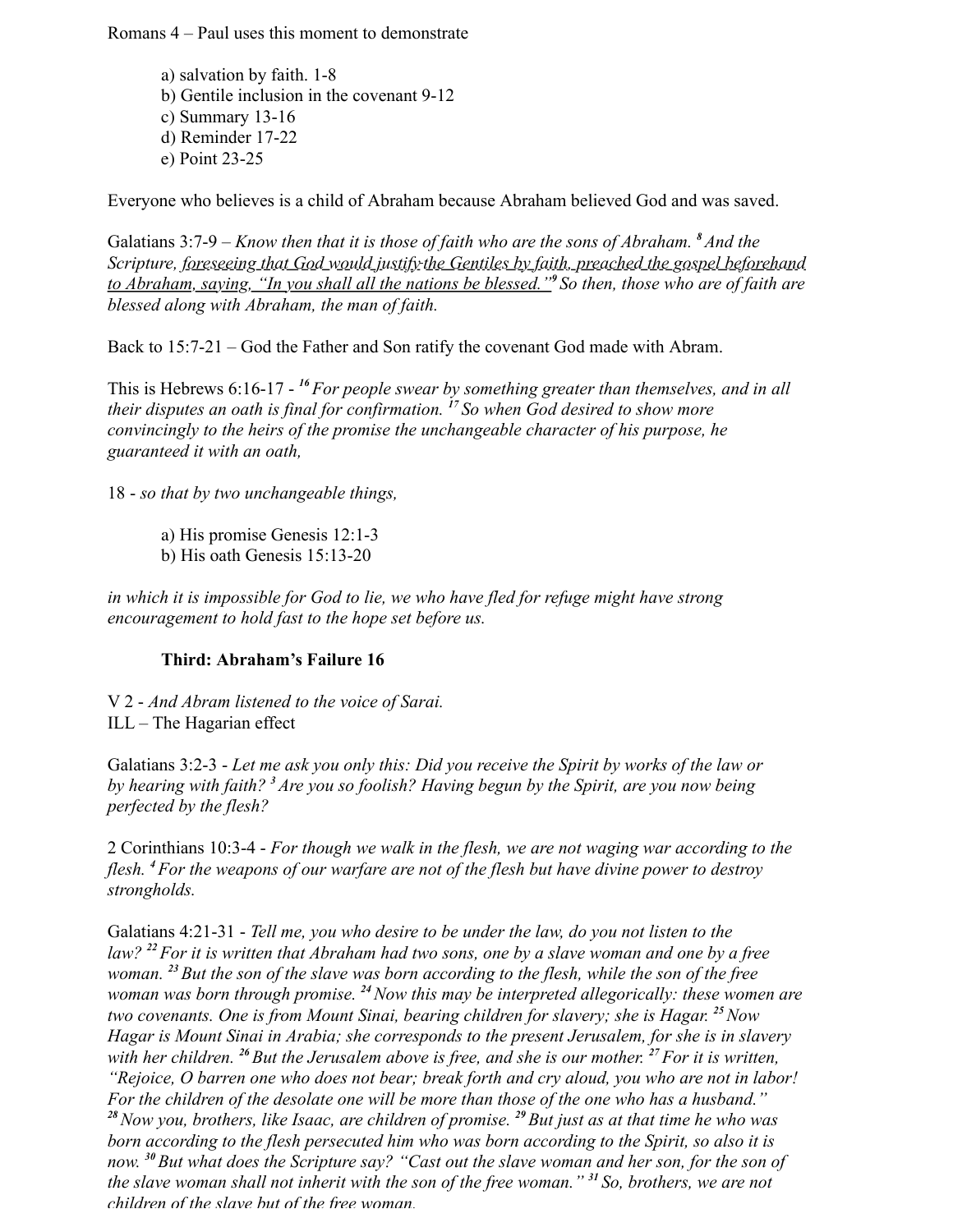Romans 4 – Paul uses this moment to demonstrate

a) salvation by faith. 1-8
b) Gentile inclusion in the covenant 9-12
c) Summary 13-16
d) Reminder 17-22
e) Point 23-25

Everyone who believes is a child of Abraham because Abraham believed God and was saved.

Galatians 3:7-9 – *Know then that it is those of faith who are the sons of Abraham. [8] And the Scripture, foreseeing that God would justify the Gentiles by faith, preached the gospel beforehand to Abraham, saying, "In you shall all the nations be blessed." [9] So then, those who are of faith are blessed along with Abraham, the man of faith.*

Back to 15:7-21 – God the Father and Son ratify the covenant God made with Abram.

This is Hebrews 6:16-17 - *[16] For people swear by something greater than themselves, and in all their disputes an oath is final for confirmation. [17] So when God desired to show more convincingly to the heirs of the promise the unchangeable character of his purpose, he guaranteed it with an oath,*

18 - *so that by two unchangeable things,*

a) His promise Genesis 12:1-3
b) His oath Genesis 15:13-20

*in which it is impossible for God to lie, we who have fled for refuge might have strong encouragement to hold fast to the hope set before us.*

**Third: Abraham's Failure 16**

V 2 - *And Abram listened to the voice of Sarai.*
ILL – The Hagarian effect

Galatians 3:2-3 - *Let me ask you only this: Did you receive the Spirit by works of the law or by hearing with faith? [3] Are you so foolish? Having begun by the Spirit, are you now being perfected by the flesh?*

2 Corinthians 10:3-4 - *For though we walk in the flesh, we are not waging war according to the flesh. [4] For the weapons of our warfare are not of the flesh but have divine power to destroy strongholds.*

Galatians 4:21-31 - *Tell me, you who desire to be under the law, do you not listen to the law? [22] For it is written that Abraham had two sons, one by a slave woman and one by a free woman. [23] But the son of the slave was born according to the flesh, while the son of the free woman was born through promise. [24] Now this may be interpreted allegorically: these women are two covenants. One is from Mount Sinai, bearing children for slavery; she is Hagar. [25] Now Hagar is Mount Sinai in Arabia; she corresponds to the present Jerusalem, for she is in slavery with her children. [26] But the Jerusalem above is free, and she is our mother. [27] For it is written, "Rejoice, O barren one who does not bear; break forth and cry aloud, you who are not in labor! For the children of the desolate one will be more than those of the one who has a husband." [28] Now you, brothers, like Isaac, are children of promise. [29] But just as at that time he who was born according to the flesh persecuted him who was born according to the Spirit, so also it is now. [30] But what does the Scripture say? "Cast out the slave woman and her son, for the son of the slave woman shall not inherit with the son of the free woman." [31] So, brothers, we are not children of the slave but of the free woman.*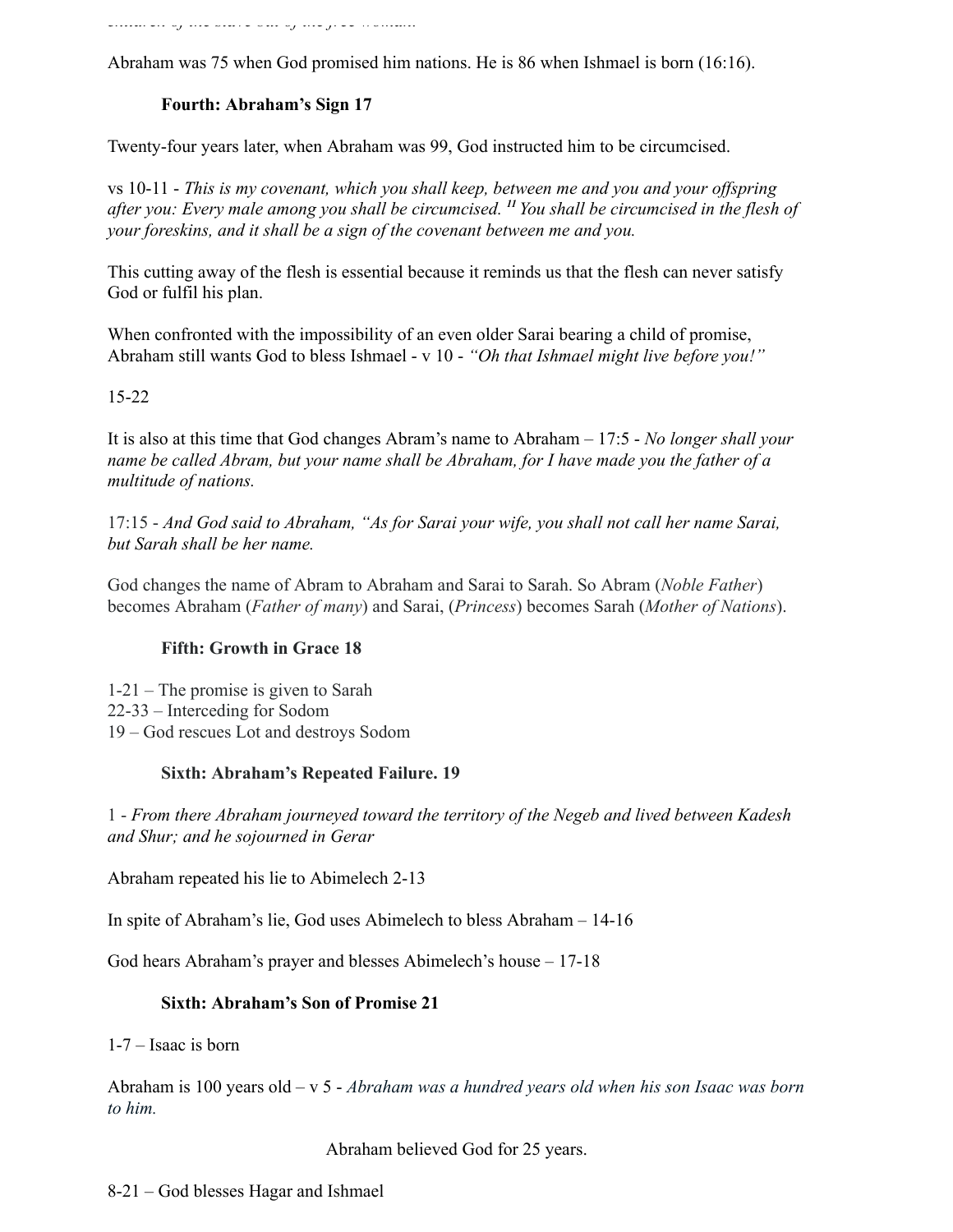*children of the slave but of the free woman.*

Abraham was 75 when God promised him nations. He is 86 when Ishmael is born (16:16).

### Fourth: Abraham's Sign 17

Twenty-four years later, when Abraham was 99, God instructed him to be circumcised.

vs 10-11 - *This is my covenant, which you shall keep, between me and you and your offspring after you: Every male among you shall be circumcised.* [11] *You shall be circumcised in the flesh of your foreskins, and it shall be a sign of the covenant between me and you.*

This cutting away of the flesh is essential because it reminds us that the flesh can never satisfy God or fulfil his plan.

When confronted with the impossibility of an even older Sarai bearing a child of promise, Abraham still wants God to bless Ishmael - v 10 - *"Oh that Ishmael might live before you!"*

15-22

It is also at this time that God changes Abram's name to Abraham – 17:5 - *No longer shall your name be called Abram, but your name shall be Abraham, for I have made you the father of a multitude of nations.*

17:15 - *And God said to Abraham, "As for Sarai your wife, you shall not call her name Sarai, but Sarah shall be her name.*

God changes the name of Abram to Abraham and Sarai to Sarah. So Abram (*Noble Father*) becomes Abraham (*Father of many*) and Sarai, (*Princess*) becomes Sarah (*Mother of Nations*).

### Fifth: Growth in Grace 18

1-21 – The promise is given to Sarah
22-33 – Interceding for Sodom
19 – God rescues Lot and destroys Sodom

### Sixth: Abraham's Repeated Failure. 19

1 - *From there Abraham journeyed toward the territory of the Negeb and lived between Kadesh and Shur; and he sojourned in Gerar*

Abraham repeated his lie to Abimelech 2-13

In spite of Abraham's lie, God uses Abimelech to bless Abraham – 14-16

God hears Abraham's prayer and blesses Abimelech's house – 17-18

### Sixth: Abraham's Son of Promise 21

1-7 – Isaac is born

Abraham is 100 years old – v 5 - *Abraham was a hundred years old when his son Isaac was born to him.*

Abraham believed God for 25 years.

8-21 – God blesses Hagar and Ishmael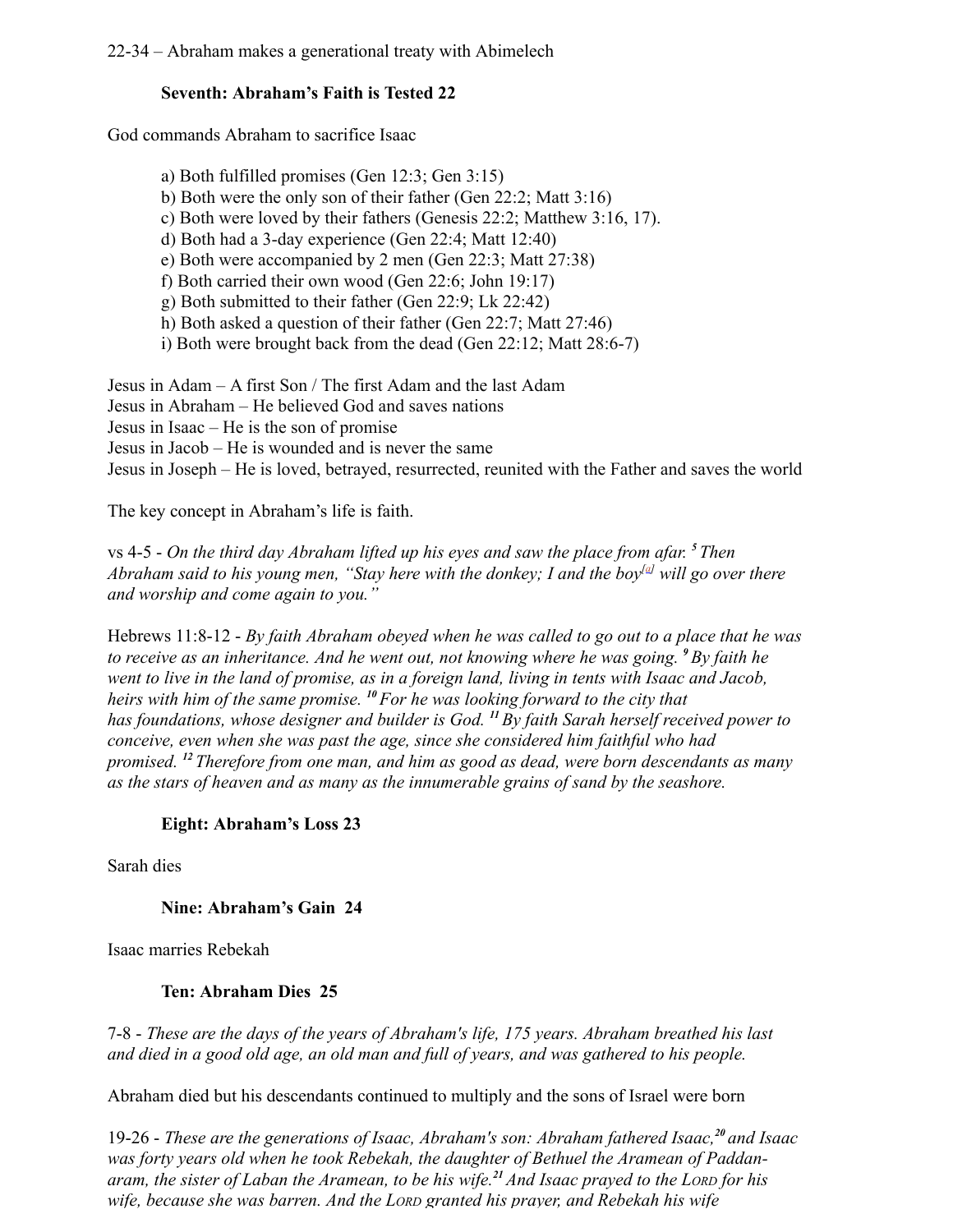22-34 – Abraham makes a generational treaty with Abimelech

**Seventh: Abraham's Faith is Tested 22**

God commands Abraham to sacrifice Isaac

a) Both fulfilled promises (Gen 12:3; Gen 3:15)
b) Both were the only son of their father (Gen 22:2; Matt 3:16)
c) Both were loved by their fathers (Genesis 22:2; Matthew 3:16, 17).
d) Both had a 3-day experience (Gen 22:4; Matt 12:40)
e) Both were accompanied by 2 men (Gen 22:3; Matt 27:38)
f) Both carried their own wood (Gen 22:6; John 19:17)
g) Both submitted to their father (Gen 22:9; Lk 22:42)
h) Both asked a question of their father (Gen 22:7; Matt 27:46)
i) Both were brought back from the dead (Gen 22:12; Matt 28:6-7)

Jesus in Adam – A first Son / The first Adam and the last Adam
Jesus in Abraham – He believed God and saves nations
Jesus in Isaac – He is the son of promise
Jesus in Jacob – He is wounded and is never the same
Jesus in Joseph – He is loved, betrayed, resurrected, reunited with the Father and saves the world

The key concept in Abraham's life is faith.

vs 4-5 - *On the third day Abraham lifted up his eyes and saw the place from afar. [5] Then Abraham said to his young men, "Stay here with the donkey; I and the boy[a] will go over there and worship and come again to you."*

Hebrews 11:8-12 - *By faith Abraham obeyed when he was called to go out to a place that he was to receive as an inheritance. And he went out, not knowing where he was going. [9] By faith he went to live in the land of promise, as in a foreign land, living in tents with Isaac and Jacob, heirs with him of the same promise. [10] For he was looking forward to the city that has foundations, whose designer and builder is God. [11] By faith Sarah herself received power to conceive, even when she was past the age, since she considered him faithful who had promised. [12] Therefore from one man, and him as good as dead, were born descendants as many as the stars of heaven and as many as the innumerable grains of sand by the seashore.*

**Eight: Abraham's Loss 23**

Sarah dies

**Nine: Abraham's Gain 24**

Isaac marries Rebekah

**Ten: Abraham Dies 25**

7-8 - *These are the days of the years of Abraham's life, 175 years. Abraham breathed his last and died in a good old age, an old man and full of years, and was gathered to his people.*

Abraham died but his descendants continued to multiply and the sons of Israel were born

19-26 - *These are the generations of Isaac, Abraham's son: Abraham fathered Isaac, [20] and Isaac was forty years old when he took Rebekah, the daughter of Bethuel the Aramean of Paddan-aram, the sister of Laban the Aramean, to be his wife. [21] And Isaac prayed to the LORD for his wife, because she was barren. And the LORD granted his prayer, and Rebekah his wife*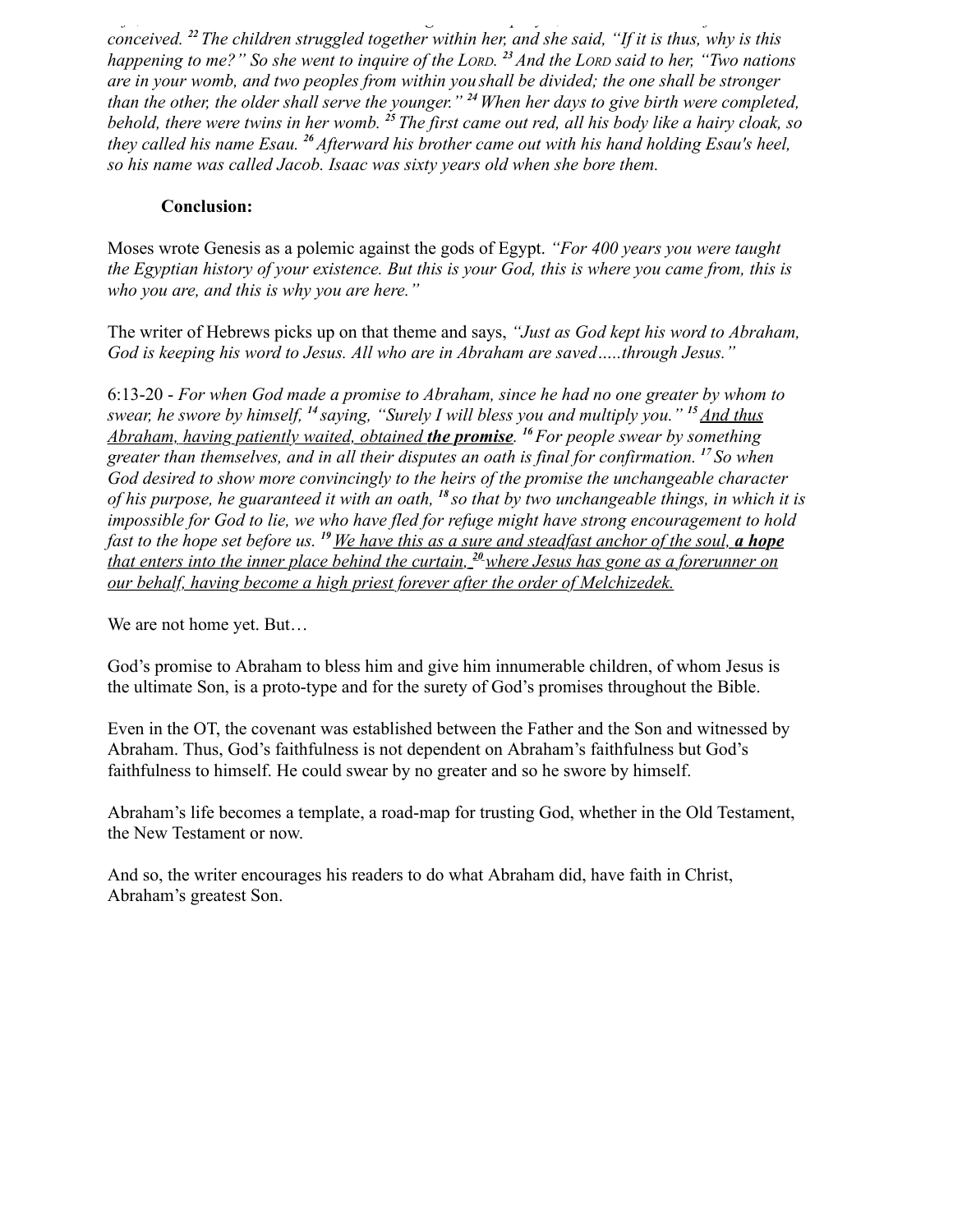*conceived.* [22] *The children struggled together within her, and she said, "If it is thus, why is this happening to me?" So she went to inquire of the LORD.* [23] *And the LORD said to her, "Two nations are in your womb, and two peoples from within you shall be divided; the one shall be stronger than the other, the older shall serve the younger."* [24] *When her days to give birth were completed, behold, there were twins in her womb.* [25] *The first came out red, all his body like a hairy cloak, so they called his name Esau.* [26] *Afterward his brother came out with his hand holding Esau's heel, so his name was called Jacob. Isaac was sixty years old when she bore them.*

**Conclusion:**

Moses wrote Genesis as a polemic against the gods of Egypt. *"For 400 years you were taught the Egyptian history of your existence. But this is your God, this is where you came from, this is who you are, and this is why you are here."*

The writer of Hebrews picks up on that theme and says, *"Just as God kept his word to Abraham, God is keeping his word to Jesus. All who are in Abraham are saved…..through Jesus."*

6:13-20 - *For when God made a promise to Abraham, since he had no one greater by whom to swear, he swore by himself,* [14] *saying, "Surely I will bless you and multiply you."* [15] *<u>And thus Abraham, having patiently waited, obtained **the promise**</u>.* [16] *For people swear by something greater than themselves, and in all their disputes an oath is final for confirmation.* [17] *So when God desired to show more convincingly to the heirs of the promise the unchangeable character of his purpose, he guaranteed it with an oath,* [18] *so that by two unchangeable things, in which it is impossible for God to lie, we who have fled for refuge might have strong encouragement to hold fast to the hope set before us.* [19] *<u>We have this as a sure and steadfast anchor of the soul, **a hope** that enters into the inner place behind the curtain,</u>* [20] *<u>where Jesus has gone as a forerunner on our behalf, having become a high priest forever after the order of Melchizedek.</u>*

We are not home yet. But…

God's promise to Abraham to bless him and give him innumerable children, of whom Jesus is the ultimate Son, is a proto-type and for the surety of God's promises throughout the Bible.

Even in the OT, the covenant was established between the Father and the Son and witnessed by Abraham. Thus, God's faithfulness is not dependent on Abraham's faithfulness but God's faithfulness to himself. He could swear by no greater and so he swore by himself.

Abraham's life becomes a template, a road-map for trusting God, whether in the Old Testament, the New Testament or now.

And so, the writer encourages his readers to do what Abraham did, have faith in Christ, Abraham's greatest Son.